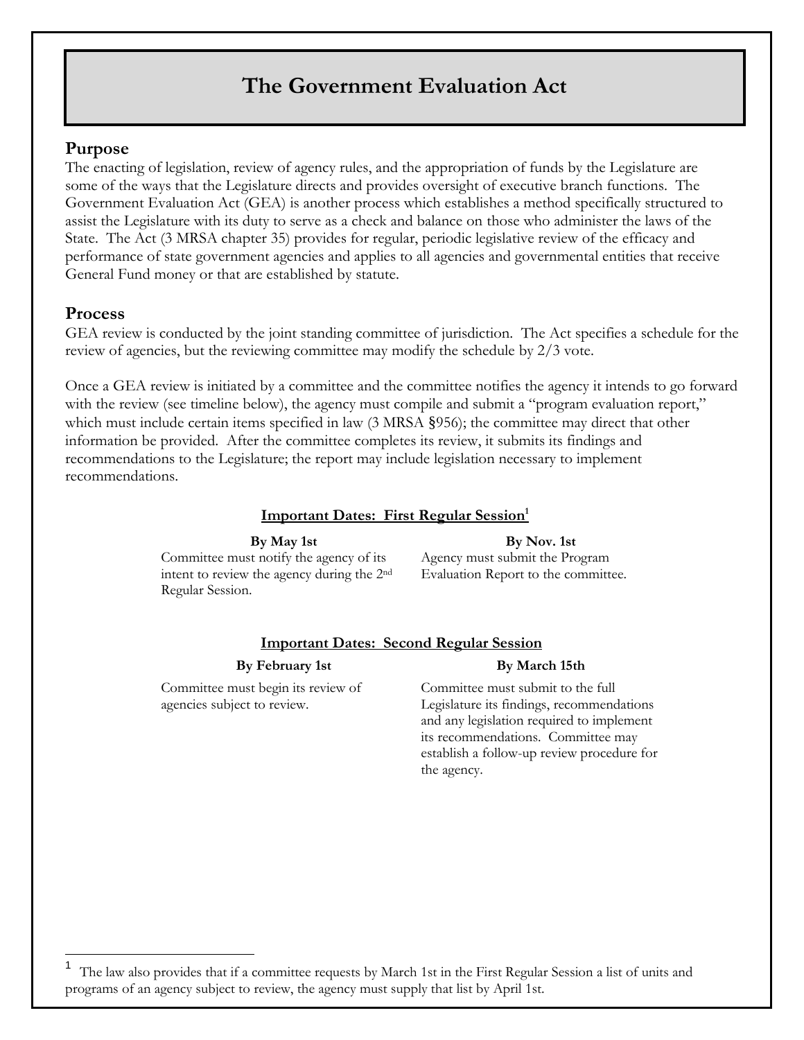# The Government Evaluation Act

## Purpose

The enacting of legislation, review of agency rules, and the appropriation of funds by the Legislature are some of the ways that the Legislature directs and provides oversight of executive branch functions. The Government Evaluation Act (GEA) is another process which establishes a method specifically structured to assist the Legislature with its duty to serve as a check and balance on those who administer the laws of the State. The Act (3 MRSA chapter 35) provides for regular, periodic legislative review of the efficacy and performance of state government agencies and applies to all agencies and governmental entities that receive General Fund money or that are established by statute.

## Process

GEA review is conducted by the joint standing committee of jurisdiction. The Act specifies a schedule for the review of agencies, but the reviewing committee may modify the schedule by 2/3 vote.

Once a GEA review is initiated by a committee and the committee notifies the agency it intends to go forward with the review (see timeline below), the agency must compile and submit a "program evaluation report," which must include certain items specified in law (3 MRSA §956); the committee may direct that other information be provided. After the committee completes its review, it submits its findings and recommendations to the Legislature; the report may include legislation necessary to implement recommendations.

### Important Dates: First Regular Session[1]

**By May 1st**

Committee must notify the agency of its intent to review the agency during the 2nd Regular Session.

**By Nov. 1st**

Agency must submit the Program Evaluation Report to the committee.

### Important Dates: Second Regular Session

**By February 1st**

Committee must begin its review of agencies subject to review.

**By March 15th**

Committee must submit to the full Legislature its findings, recommendations and any legislation required to implement its recommendations. Committee may establish a follow-up review procedure for the agency.

---

[1] The law also provides that if a committee requests by March 1st in the First Regular Session a list of units and programs of an agency subject to review, the agency must supply that list by April 1st.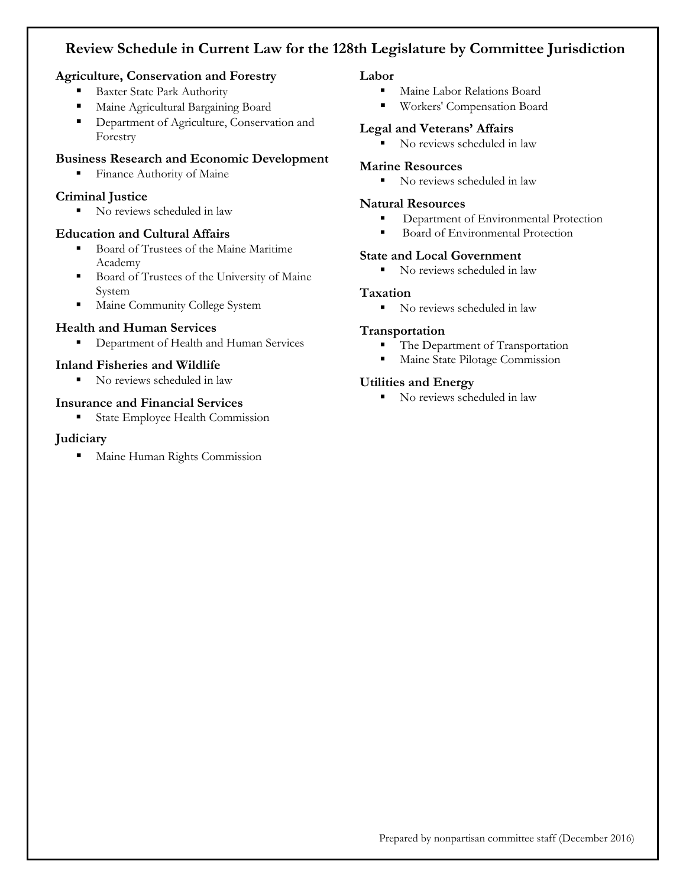## Review Schedule in Current Law for the 128th Legislature by Committee Jurisdiction

**Agriculture, Conservation and Forestry**

- Baxter State Park Authority
- Maine Agricultural Bargaining Board
- Department of Agriculture, Conservation and Forestry

**Business Research and Economic Development**

- Finance Authority of Maine

**Criminal Justice**

- No reviews scheduled in law

**Education and Cultural Affairs**

- Board of Trustees of the Maine Maritime Academy
- Board of Trustees of the University of Maine System
- Maine Community College System

**Health and Human Services**

- Department of Health and Human Services

**Inland Fisheries and Wildlife**

- No reviews scheduled in law

**Insurance and Financial Services**

- State Employee Health Commission

**Judiciary**

- Maine Human Rights Commission

**Labor**

- Maine Labor Relations Board
- Workers' Compensation Board

**Legal and Veterans' Affairs**

- No reviews scheduled in law

**Marine Resources**

- No reviews scheduled in law

**Natural Resources**

- Department of Environmental Protection
- Board of Environmental Protection

**State and Local Government**

- No reviews scheduled in law

**Taxation**

- No reviews scheduled in law

**Transportation**

- The Department of Transportation
- Maine State Pilotage Commission

**Utilities and Energy**

- No reviews scheduled in law

Prepared by nonpartisan committee staff (December 2016)